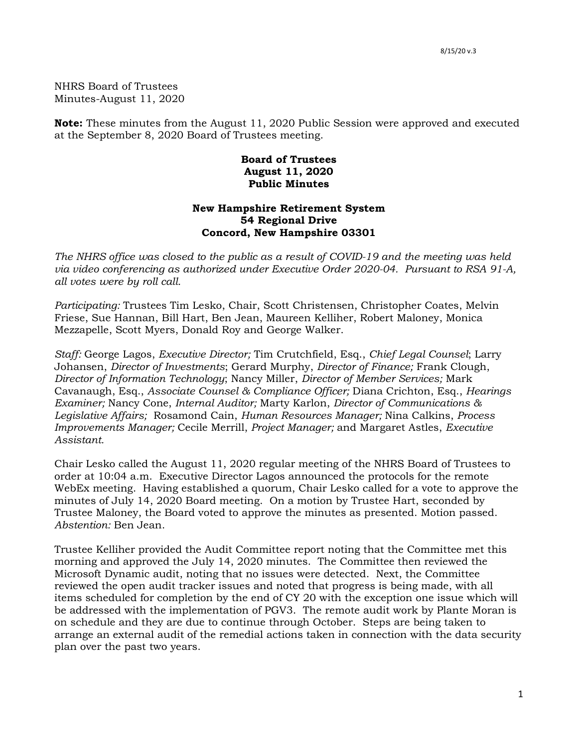8/15/20 v.3

NHRS Board of Trustees
Minutes-August 11, 2020

**Note:** These minutes from the August 11, 2020 Public Session were approved and executed at the September 8, 2020 Board of Trustees meeting.

**Board of Trustees**
**August 11, 2020**
**Public Minutes**

**New Hampshire Retirement System**
**54 Regional Drive**
**Concord, New Hampshire 03301**

*The NHRS office was closed to the public as a result of COVID-19 and the meeting was held via video conferencing as authorized under Executive Order 2020-04. Pursuant to RSA 91-A, all votes were by roll call.*

*Participating:* Trustees Tim Lesko, Chair, Scott Christensen, Christopher Coates, Melvin Friese, Sue Hannan, Bill Hart, Ben Jean, Maureen Kelliher, Robert Maloney, Monica Mezzapelle, Scott Myers, Donald Roy and George Walker.

*Staff:* George Lagos, *Executive Director;* Tim Crutchfield, Esq., *Chief Legal Counsel*; Larry Johansen, *Director of Investments*; Gerard Murphy, *Director of Finance;* Frank Clough, *Director of Information Technology*; Nancy Miller, *Director of Member Services;* Mark Cavanaugh, Esq., *Associate Counsel & Compliance Officer;* Diana Crichton, Esq., *Hearings Examiner;* Nancy Cone, *Internal Auditor;* Marty Karlon, *Director of Communications & Legislative Affairs;* Rosamond Cain, *Human Resources Manager;* Nina Calkins, *Process Improvements Manager;* Cecile Merrill, *Project Manager;* and Margaret Astles, *Executive Assistant.*

Chair Lesko called the August 11, 2020 regular meeting of the NHRS Board of Trustees to order at 10:04 a.m. Executive Director Lagos announced the protocols for the remote WebEx meeting. Having established a quorum, Chair Lesko called for a vote to approve the minutes of July 14, 2020 Board meeting. On a motion by Trustee Hart, seconded by Trustee Maloney, the Board voted to approve the minutes as presented. Motion passed. *Abstention:* Ben Jean.

Trustee Kelliher provided the Audit Committee report noting that the Committee met this morning and approved the July 14, 2020 minutes. The Committee then reviewed the Microsoft Dynamic audit, noting that no issues were detected. Next, the Committee reviewed the open audit tracker issues and noted that progress is being made, with all items scheduled for completion by the end of CY 20 with the exception one issue which will be addressed with the implementation of PGV3. The remote audit work by Plante Moran is on schedule and they are due to continue through October. Steps are being taken to arrange an external audit of the remedial actions taken in connection with the data security plan over the past two years.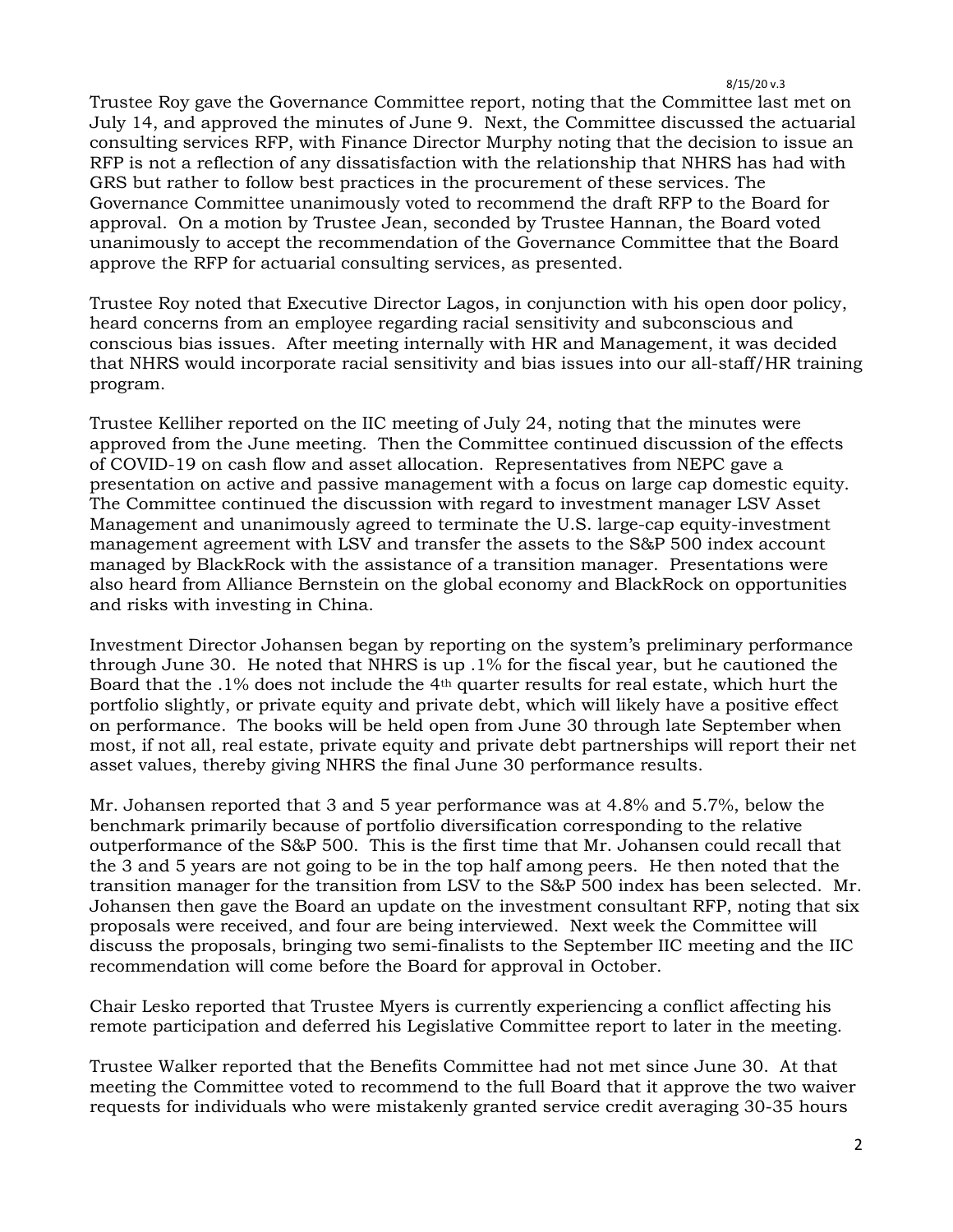Trustee Roy gave the Governance Committee report, noting that the Committee last met on July 14, and approved the minutes of June 9. Next, the Committee discussed the actuarial consulting services RFP, with Finance Director Murphy noting that the decision to issue an RFP is not a reflection of any dissatisfaction with the relationship that NHRS has had with GRS but rather to follow best practices in the procurement of these services. The Governance Committee unanimously voted to recommend the draft RFP to the Board for approval. On a motion by Trustee Jean, seconded by Trustee Hannan, the Board voted unanimously to accept the recommendation of the Governance Committee that the Board approve the RFP for actuarial consulting services, as presented.

Trustee Roy noted that Executive Director Lagos, in conjunction with his open door policy, heard concerns from an employee regarding racial sensitivity and subconscious and conscious bias issues. After meeting internally with HR and Management, it was decided that NHRS would incorporate racial sensitivity and bias issues into our all-staff/HR training program.

Trustee Kelliher reported on the IIC meeting of July 24, noting that the minutes were approved from the June meeting. Then the Committee continued discussion of the effects of COVID-19 on cash flow and asset allocation. Representatives from NEPC gave a presentation on active and passive management with a focus on large cap domestic equity. The Committee continued the discussion with regard to investment manager LSV Asset Management and unanimously agreed to terminate the U.S. large-cap equity-investment management agreement with LSV and transfer the assets to the S&P 500 index account managed by BlackRock with the assistance of a transition manager. Presentations were also heard from Alliance Bernstein on the global economy and BlackRock on opportunities and risks with investing in China.

Investment Director Johansen began by reporting on the system's preliminary performance through June 30. He noted that NHRS is up .1% for the fiscal year, but he cautioned the Board that the .1% does not include the 4th quarter results for real estate, which hurt the portfolio slightly, or private equity and private debt, which will likely have a positive effect on performance. The books will be held open from June 30 through late September when most, if not all, real estate, private equity and private debt partnerships will report their net asset values, thereby giving NHRS the final June 30 performance results.

Mr. Johansen reported that 3 and 5 year performance was at 4.8% and 5.7%, below the benchmark primarily because of portfolio diversification corresponding to the relative outperformance of the S&P 500. This is the first time that Mr. Johansen could recall that the 3 and 5 years are not going to be in the top half among peers. He then noted that the transition manager for the transition from LSV to the S&P 500 index has been selected. Mr. Johansen then gave the Board an update on the investment consultant RFP, noting that six proposals were received, and four are being interviewed. Next week the Committee will discuss the proposals, bringing two semi-finalists to the September IIC meeting and the IIC recommendation will come before the Board for approval in October.

Chair Lesko reported that Trustee Myers is currently experiencing a conflict affecting his remote participation and deferred his Legislative Committee report to later in the meeting.

Trustee Walker reported that the Benefits Committee had not met since June 30. At that meeting the Committee voted to recommend to the full Board that it approve the two waiver requests for individuals who were mistakenly granted service credit averaging 30-35 hours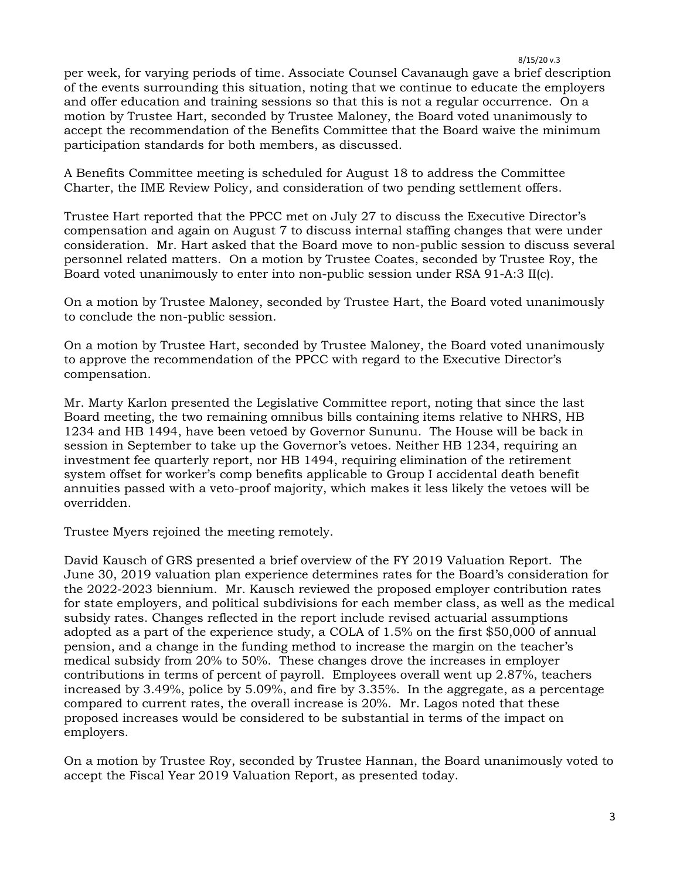per week, for varying periods of time. Associate Counsel Cavanaugh gave a brief description of the events surrounding this situation, noting that we continue to educate the employers and offer education and training sessions so that this is not a regular occurrence. On a motion by Trustee Hart, seconded by Trustee Maloney, the Board voted unanimously to accept the recommendation of the Benefits Committee that the Board waive the minimum participation standards for both members, as discussed.

A Benefits Committee meeting is scheduled for August 18 to address the Committee Charter, the IME Review Policy, and consideration of two pending settlement offers.

Trustee Hart reported that the PPCC met on July 27 to discuss the Executive Director's compensation and again on August 7 to discuss internal staffing changes that were under consideration. Mr. Hart asked that the Board move to non-public session to discuss several personnel related matters. On a motion by Trustee Coates, seconded by Trustee Roy, the Board voted unanimously to enter into non-public session under RSA 91-A:3 II(c).

On a motion by Trustee Maloney, seconded by Trustee Hart, the Board voted unanimously to conclude the non-public session.

On a motion by Trustee Hart, seconded by Trustee Maloney, the Board voted unanimously to approve the recommendation of the PPCC with regard to the Executive Director's compensation.

Mr. Marty Karlon presented the Legislative Committee report, noting that since the last Board meeting, the two remaining omnibus bills containing items relative to NHRS, HB 1234 and HB 1494, have been vetoed by Governor Sununu. The House will be back in session in September to take up the Governor's vetoes. Neither HB 1234, requiring an investment fee quarterly report, nor HB 1494, requiring elimination of the retirement system offset for worker's comp benefits applicable to Group I accidental death benefit annuities passed with a veto-proof majority, which makes it less likely the vetoes will be overridden.

Trustee Myers rejoined the meeting remotely.

David Kausch of GRS presented a brief overview of the FY 2019 Valuation Report. The June 30, 2019 valuation plan experience determines rates for the Board's consideration for the 2022-2023 biennium. Mr. Kausch reviewed the proposed employer contribution rates for state employers, and political subdivisions for each member class, as well as the medical subsidy rates. Changes reflected in the report include revised actuarial assumptions adopted as a part of the experience study, a COLA of 1.5% on the first $50,000 of annual pension, and a change in the funding method to increase the margin on the teacher's medical subsidy from 20% to 50%. These changes drove the increases in employer contributions in terms of percent of payroll. Employees overall went up 2.87%, teachers increased by 3.49%, police by 5.09%, and fire by 3.35%. In the aggregate, as a percentage compared to current rates, the overall increase is 20%. Mr. Lagos noted that these proposed increases would be considered to be substantial in terms of the impact on employers.

On a motion by Trustee Roy, seconded by Trustee Hannan, the Board unanimously voted to accept the Fiscal Year 2019 Valuation Report, as presented today.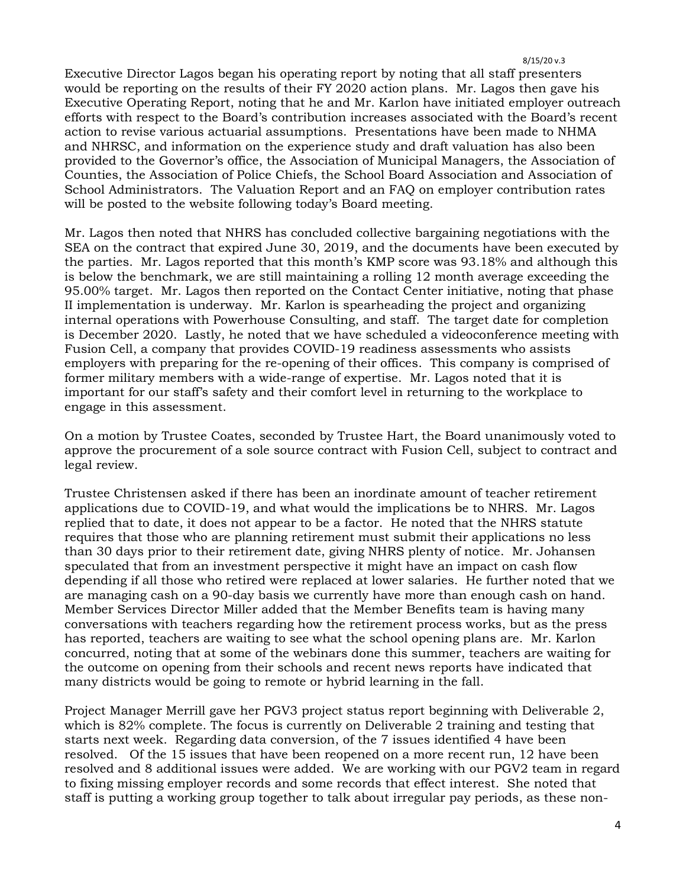Executive Director Lagos began his operating report by noting that all staff presenters would be reporting on the results of their FY 2020 action plans. Mr. Lagos then gave his Executive Operating Report, noting that he and Mr. Karlon have initiated employer outreach efforts with respect to the Board's contribution increases associated with the Board's recent action to revise various actuarial assumptions. Presentations have been made to NHMA and NHRSC, and information on the experience study and draft valuation has also been provided to the Governor's office, the Association of Municipal Managers, the Association of Counties, the Association of Police Chiefs, the School Board Association and Association of School Administrators. The Valuation Report and an FAQ on employer contribution rates will be posted to the website following today's Board meeting.

Mr. Lagos then noted that NHRS has concluded collective bargaining negotiations with the SEA on the contract that expired June 30, 2019, and the documents have been executed by the parties. Mr. Lagos reported that this month's KMP score was 93.18% and although this is below the benchmark, we are still maintaining a rolling 12 month average exceeding the 95.00% target. Mr. Lagos then reported on the Contact Center initiative, noting that phase II implementation is underway. Mr. Karlon is spearheading the project and organizing internal operations with Powerhouse Consulting, and staff. The target date for completion is December 2020. Lastly, he noted that we have scheduled a videoconference meeting with Fusion Cell, a company that provides COVID-19 readiness assessments who assists employers with preparing for the re-opening of their offices. This company is comprised of former military members with a wide-range of expertise. Mr. Lagos noted that it is important for our staff's safety and their comfort level in returning to the workplace to engage in this assessment.

On a motion by Trustee Coates, seconded by Trustee Hart, the Board unanimously voted to approve the procurement of a sole source contract with Fusion Cell, subject to contract and legal review.

Trustee Christensen asked if there has been an inordinate amount of teacher retirement applications due to COVID-19, and what would the implications be to NHRS. Mr. Lagos replied that to date, it does not appear to be a factor. He noted that the NHRS statute requires that those who are planning retirement must submit their applications no less than 30 days prior to their retirement date, giving NHRS plenty of notice. Mr. Johansen speculated that from an investment perspective it might have an impact on cash flow depending if all those who retired were replaced at lower salaries. He further noted that we are managing cash on a 90-day basis we currently have more than enough cash on hand. Member Services Director Miller added that the Member Benefits team is having many conversations with teachers regarding how the retirement process works, but as the press has reported, teachers are waiting to see what the school opening plans are. Mr. Karlon concurred, noting that at some of the webinars done this summer, teachers are waiting for the outcome on opening from their schools and recent news reports have indicated that many districts would be going to remote or hybrid learning in the fall.

Project Manager Merrill gave her PGV3 project status report beginning with Deliverable 2, which is 82% complete. The focus is currently on Deliverable 2 training and testing that starts next week. Regarding data conversion, of the 7 issues identified 4 have been resolved. Of the 15 issues that have been reopened on a more recent run, 12 have been resolved and 8 additional issues were added. We are working with our PGV2 team in regard to fixing missing employer records and some records that effect interest. She noted that staff is putting a working group together to talk about irregular pay periods, as these non-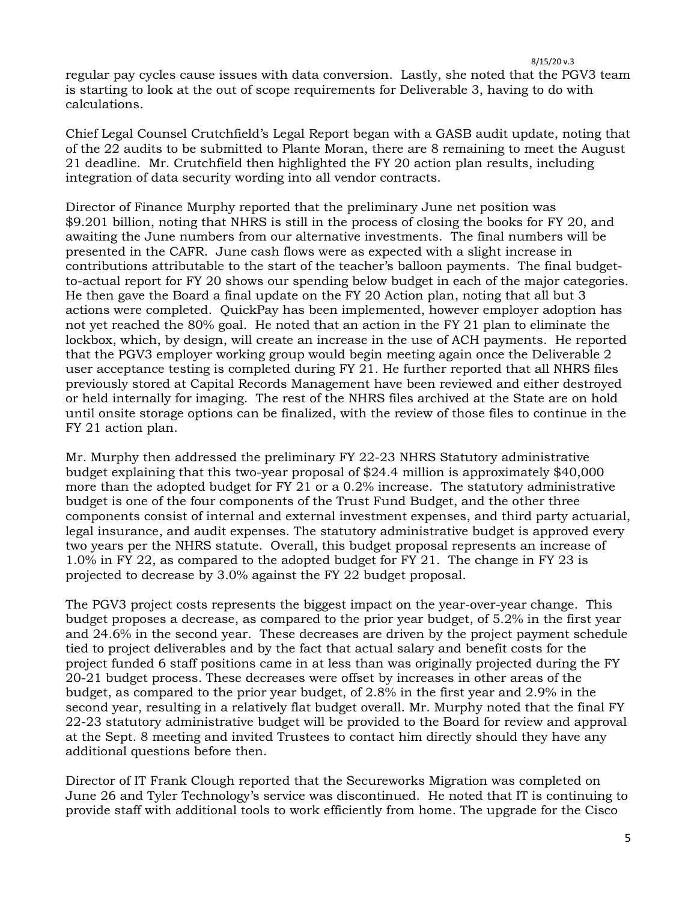regular pay cycles cause issues with data conversion. Lastly, she noted that the PGV3 team is starting to look at the out of scope requirements for Deliverable 3, having to do with calculations.

Chief Legal Counsel Crutchfield's Legal Report began with a GASB audit update, noting that of the 22 audits to be submitted to Plante Moran, there are 8 remaining to meet the August 21 deadline. Mr. Crutchfield then highlighted the FY 20 action plan results, including integration of data security wording into all vendor contracts.

Director of Finance Murphy reported that the preliminary June net position was $9.201 billion, noting that NHRS is still in the process of closing the books for FY 20, and awaiting the June numbers from our alternative investments. The final numbers will be presented in the CAFR. June cash flows were as expected with a slight increase in contributions attributable to the start of the teacher's balloon payments. The final budget-to-actual report for FY 20 shows our spending below budget in each of the major categories. He then gave the Board a final update on the FY 20 Action plan, noting that all but 3 actions were completed. QuickPay has been implemented, however employer adoption has not yet reached the 80% goal. He noted that an action in the FY 21 plan to eliminate the lockbox, which, by design, will create an increase in the use of ACH payments. He reported that the PGV3 employer working group would begin meeting again once the Deliverable 2 user acceptance testing is completed during FY 21. He further reported that all NHRS files previously stored at Capital Records Management have been reviewed and either destroyed or held internally for imaging. The rest of the NHRS files archived at the State are on hold until onsite storage options can be finalized, with the review of those files to continue in the FY 21 action plan.

Mr. Murphy then addressed the preliminary FY 22-23 NHRS Statutory administrative budget explaining that this two-year proposal of $24.4 million is approximately $40,000 more than the adopted budget for FY 21 or a 0.2% increase. The statutory administrative budget is one of the four components of the Trust Fund Budget, and the other three components consist of internal and external investment expenses, and third party actuarial, legal insurance, and audit expenses. The statutory administrative budget is approved every two years per the NHRS statute. Overall, this budget proposal represents an increase of 1.0% in FY 22, as compared to the adopted budget for FY 21. The change in FY 23 is projected to decrease by 3.0% against the FY 22 budget proposal.

The PGV3 project costs represents the biggest impact on the year-over-year change. This budget proposes a decrease, as compared to the prior year budget, of 5.2% in the first year and 24.6% in the second year. These decreases are driven by the project payment schedule tied to project deliverables and by the fact that actual salary and benefit costs for the project funded 6 staff positions came in at less than was originally projected during the FY 20-21 budget process. These decreases were offset by increases in other areas of the budget, as compared to the prior year budget, of 2.8% in the first year and 2.9% in the second year, resulting in a relatively flat budget overall. Mr. Murphy noted that the final FY 22-23 statutory administrative budget will be provided to the Board for review and approval at the Sept. 8 meeting and invited Trustees to contact him directly should they have any additional questions before then.

Director of IT Frank Clough reported that the Secureworks Migration was completed on June 26 and Tyler Technology's service was discontinued. He noted that IT is continuing to provide staff with additional tools to work efficiently from home. The upgrade for the Cisco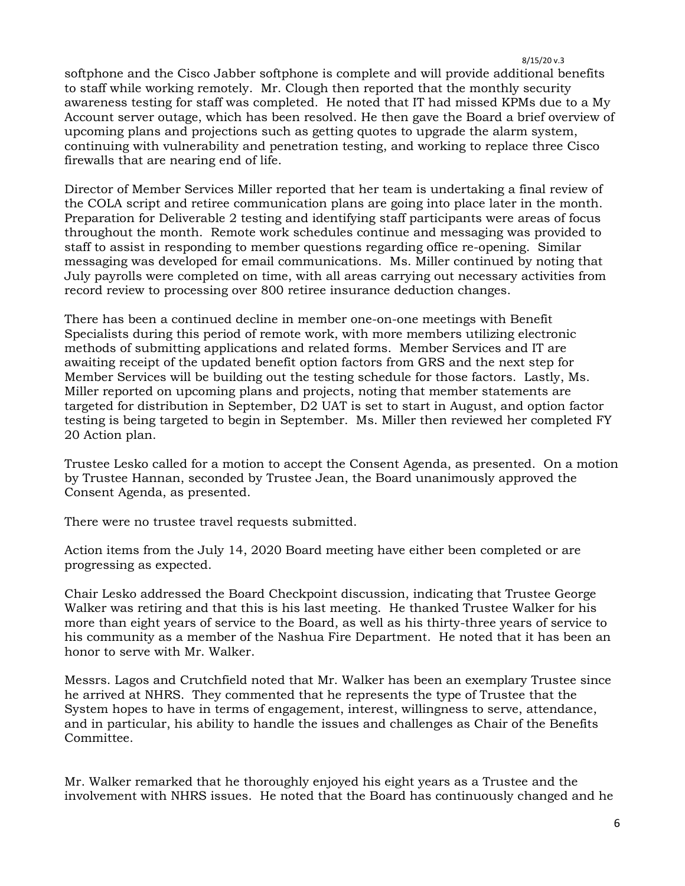softphone and the Cisco Jabber softphone is complete and will provide additional benefits to staff while working remotely. Mr. Clough then reported that the monthly security awareness testing for staff was completed. He noted that IT had missed KPMs due to a My Account server outage, which has been resolved. He then gave the Board a brief overview of upcoming plans and projections such as getting quotes to upgrade the alarm system, continuing with vulnerability and penetration testing, and working to replace three Cisco firewalls that are nearing end of life.

Director of Member Services Miller reported that her team is undertaking a final review of the COLA script and retiree communication plans are going into place later in the month. Preparation for Deliverable 2 testing and identifying staff participants were areas of focus throughout the month. Remote work schedules continue and messaging was provided to staff to assist in responding to member questions regarding office re-opening. Similar messaging was developed for email communications. Ms. Miller continued by noting that July payrolls were completed on time, with all areas carrying out necessary activities from record review to processing over 800 retiree insurance deduction changes.

There has been a continued decline in member one-on-one meetings with Benefit Specialists during this period of remote work, with more members utilizing electronic methods of submitting applications and related forms. Member Services and IT are awaiting receipt of the updated benefit option factors from GRS and the next step for Member Services will be building out the testing schedule for those factors. Lastly, Ms. Miller reported on upcoming plans and projects, noting that member statements are targeted for distribution in September, D2 UAT is set to start in August, and option factor testing is being targeted to begin in September. Ms. Miller then reviewed her completed FY 20 Action plan.

Trustee Lesko called for a motion to accept the Consent Agenda, as presented. On a motion by Trustee Hannan, seconded by Trustee Jean, the Board unanimously approved the Consent Agenda, as presented.

There were no trustee travel requests submitted.

Action items from the July 14, 2020 Board meeting have either been completed or are progressing as expected.

Chair Lesko addressed the Board Checkpoint discussion, indicating that Trustee George Walker was retiring and that this is his last meeting. He thanked Trustee Walker for his more than eight years of service to the Board, as well as his thirty-three years of service to his community as a member of the Nashua Fire Department. He noted that it has been an honor to serve with Mr. Walker.

Messrs. Lagos and Crutchfield noted that Mr. Walker has been an exemplary Trustee since he arrived at NHRS. They commented that he represents the type of Trustee that the System hopes to have in terms of engagement, interest, willingness to serve, attendance, and in particular, his ability to handle the issues and challenges as Chair of the Benefits Committee.

Mr. Walker remarked that he thoroughly enjoyed his eight years as a Trustee and the involvement with NHRS issues. He noted that the Board has continuously changed and he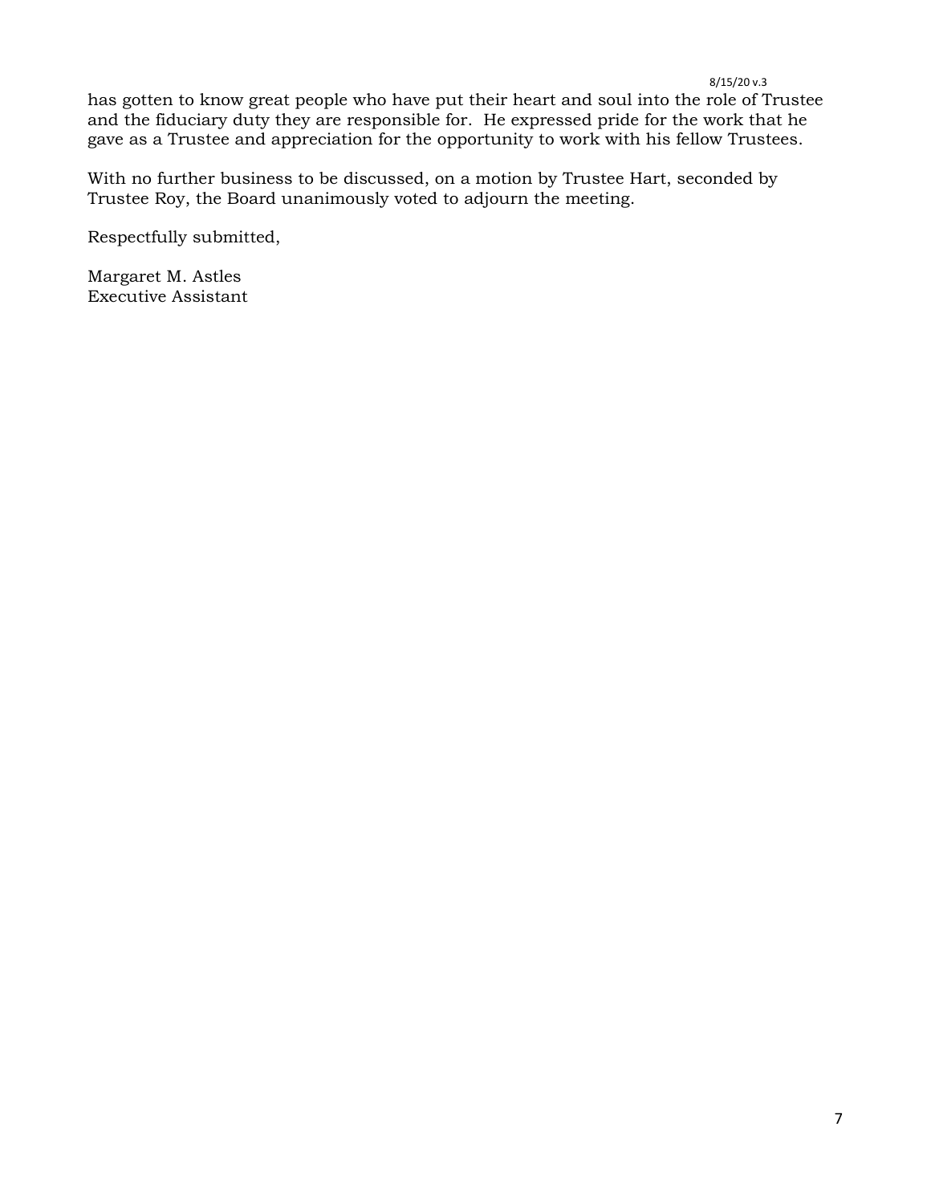has gotten to know great people who have put their heart and soul into the role of Trustee and the fiduciary duty they are responsible for. He expressed pride for the work that he gave as a Trustee and appreciation for the opportunity to work with his fellow Trustees.

With no further business to be discussed, on a motion by Trustee Hart, seconded by Trustee Roy, the Board unanimously voted to adjourn the meeting.

Respectfully submitted,

Margaret M. Astles
Executive Assistant